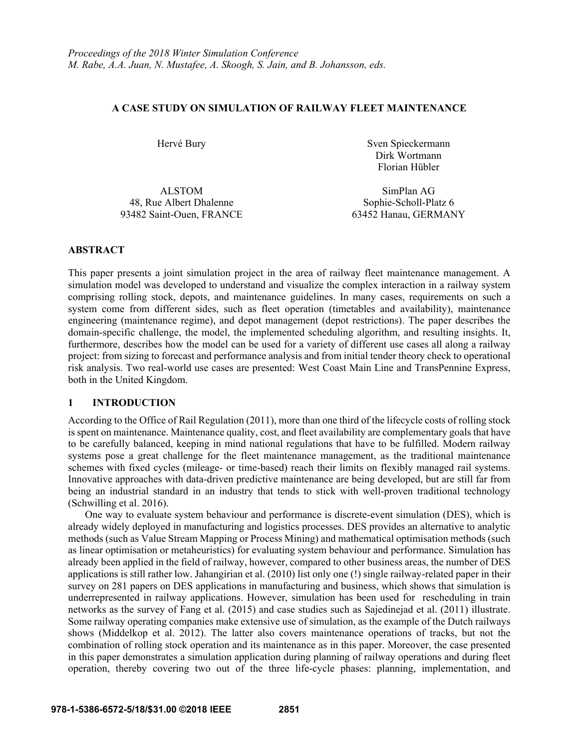*Proceedings of the 2018 Winter Simulation Conference*
*M. Rabe, A.A. Juan, N. Mustafee, A. Skoogh, S. Jain, and B. Johansson, eds.*

# A CASE STUDY ON SIMULATION OF RAILWAY FLEET MAINTENANCE

Hervé Bury

ALSTOM
48, Rue Albert Dhalenne
93482 Saint-Ouen, FRANCE

Sven Spieckermann
Dirk Wortmann
Florian Hübler

SimPlan AG
Sophie-Scholl-Platz 6
63452 Hanau, GERMANY

## ABSTRACT

This paper presents a joint simulation project in the area of railway fleet maintenance management. A simulation model was developed to understand and visualize the complex interaction in a railway system comprising rolling stock, depots, and maintenance guidelines. In many cases, requirements on such a system come from different sides, such as fleet operation (timetables and availability), maintenance engineering (maintenance regime), and depot management (depot restrictions). The paper describes the domain-specific challenge, the model, the implemented scheduling algorithm, and resulting insights. It, furthermore, describes how the model can be used for a variety of different use cases all along a railway project: from sizing to forecast and performance analysis and from initial tender theory check to operational risk analysis. Two real-world use cases are presented: West Coast Main Line and TransPennine Express, both in the United Kingdom.

## 1 INTRODUCTION

According to the Office of Rail Regulation (2011), more than one third of the lifecycle costs of rolling stock is spent on maintenance. Maintenance quality, cost, and fleet availability are complementary goals that have to be carefully balanced, keeping in mind national regulations that have to be fulfilled. Modern railway systems pose a great challenge for the fleet maintenance management, as the traditional maintenance schemes with fixed cycles (mileage- or time-based) reach their limits on flexibly managed rail systems. Innovative approaches with data-driven predictive maintenance are being developed, but are still far from being an industrial standard in an industry that tends to stick with well-proven traditional technology (Schwilling et al. 2016).

One way to evaluate system behaviour and performance is discrete-event simulation (DES), which is already widely deployed in manufacturing and logistics processes. DES provides an alternative to analytic methods (such as Value Stream Mapping or Process Mining) and mathematical optimisation methods (such as linear optimisation or metaheuristics) for evaluating system behaviour and performance. Simulation has already been applied in the field of railway, however, compared to other business areas, the number of DES applications is still rather low. Jahangirian et al. (2010) list only one (!) single railway-related paper in their survey on 281 papers on DES applications in manufacturing and business, which shows that simulation is underrepresented in railway applications. However, simulation has been used for rescheduling in train networks as the survey of Fang et al. (2015) and case studies such as Sajedinejad et al. (2011) illustrate. Some railway operating companies make extensive use of simulation, as the example of the Dutch railways shows (Middelkop et al. 2012). The latter also covers maintenance operations of tracks, but not the combination of rolling stock operation and its maintenance as in this paper. Moreover, the case presented in this paper demonstrates a simulation application during planning of railway operations and during fleet operation, thereby covering two out of the three life-cycle phases: planning, implementation, and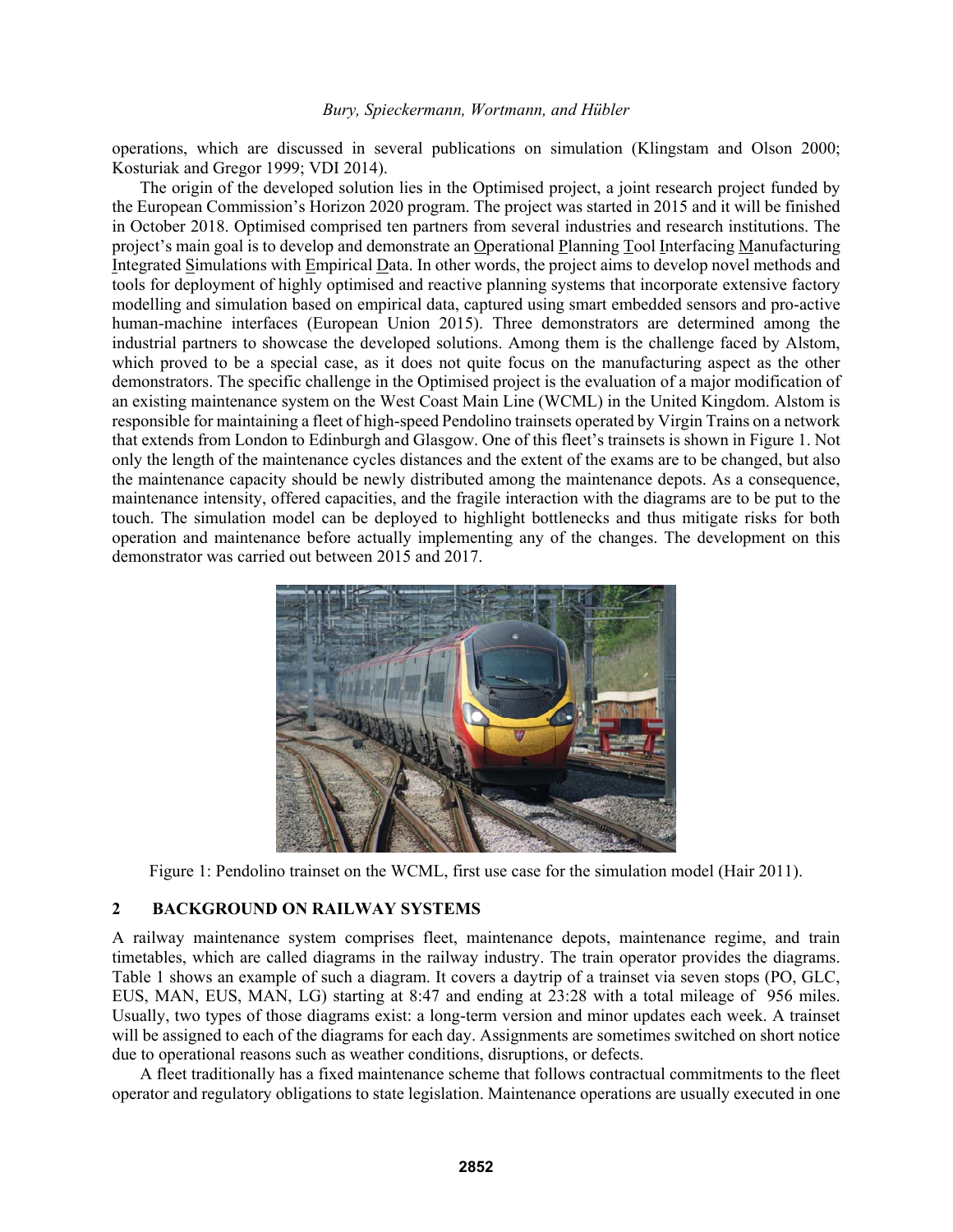operations, which are discussed in several publications on simulation (Klingstam and Olson 2000; Kosturiak and Gregor 1999; VDI 2014).

The origin of the developed solution lies in the Optimised project, a joint research project funded by the European Commission's Horizon 2020 program. The project was started in 2015 and it will be finished in October 2018. Optimised comprised ten partners from several industries and research institutions. The project's main goal is to develop and demonstrate an Operational Planning Tool Interfacing Manufacturing Integrated Simulations with Empirical Data. In other words, the project aims to develop novel methods and tools for deployment of highly optimised and reactive planning systems that incorporate extensive factory modelling and simulation based on empirical data, captured using smart embedded sensors and pro-active human-machine interfaces (European Union 2015). Three demonstrators are determined among the industrial partners to showcase the developed solutions. Among them is the challenge faced by Alstom, which proved to be a special case, as it does not quite focus on the manufacturing aspect as the other demonstrators. The specific challenge in the Optimised project is the evaluation of a major modification of an existing maintenance system on the West Coast Main Line (WCML) in the United Kingdom. Alstom is responsible for maintaining a fleet of high-speed Pendolino trainsets operated by Virgin Trains on a network that extends from London to Edinburgh and Glasgow. One of this fleet's trainsets is shown in Figure 1. Not only the length of the maintenance cycles distances and the extent of the exams are to be changed, but also the maintenance capacity should be newly distributed among the maintenance depots. As a consequence, maintenance intensity, offered capacities, and the fragile interaction with the diagrams are to be put to the touch. The simulation model can be deployed to highlight bottlenecks and thus mitigate risks for both operation and maintenance before actually implementing any of the changes. The development on this demonstrator was carried out between 2015 and 2017.

Figure 1: Pendolino trainset on the WCML, first use case for the simulation model (Hair 2011).

## 2 BACKGROUND ON RAILWAY SYSTEMS

A railway maintenance system comprises fleet, maintenance depots, maintenance regime, and train timetables, which are called diagrams in the railway industry. The train operator provides the diagrams. Table 1 shows an example of such a diagram. It covers a daytrip of a trainset via seven stops (PO, GLC, EUS, MAN, EUS, MAN, LG) starting at 8:47 and ending at 23:28 with a total mileage of 956 miles. Usually, two types of those diagrams exist: a long-term version and minor updates each week. A trainset will be assigned to each of the diagrams for each day. Assignments are sometimes switched on short notice due to operational reasons such as weather conditions, disruptions, or defects.

A fleet traditionally has a fixed maintenance scheme that follows contractual commitments to the fleet operator and regulatory obligations to state legislation. Maintenance operations are usually executed in one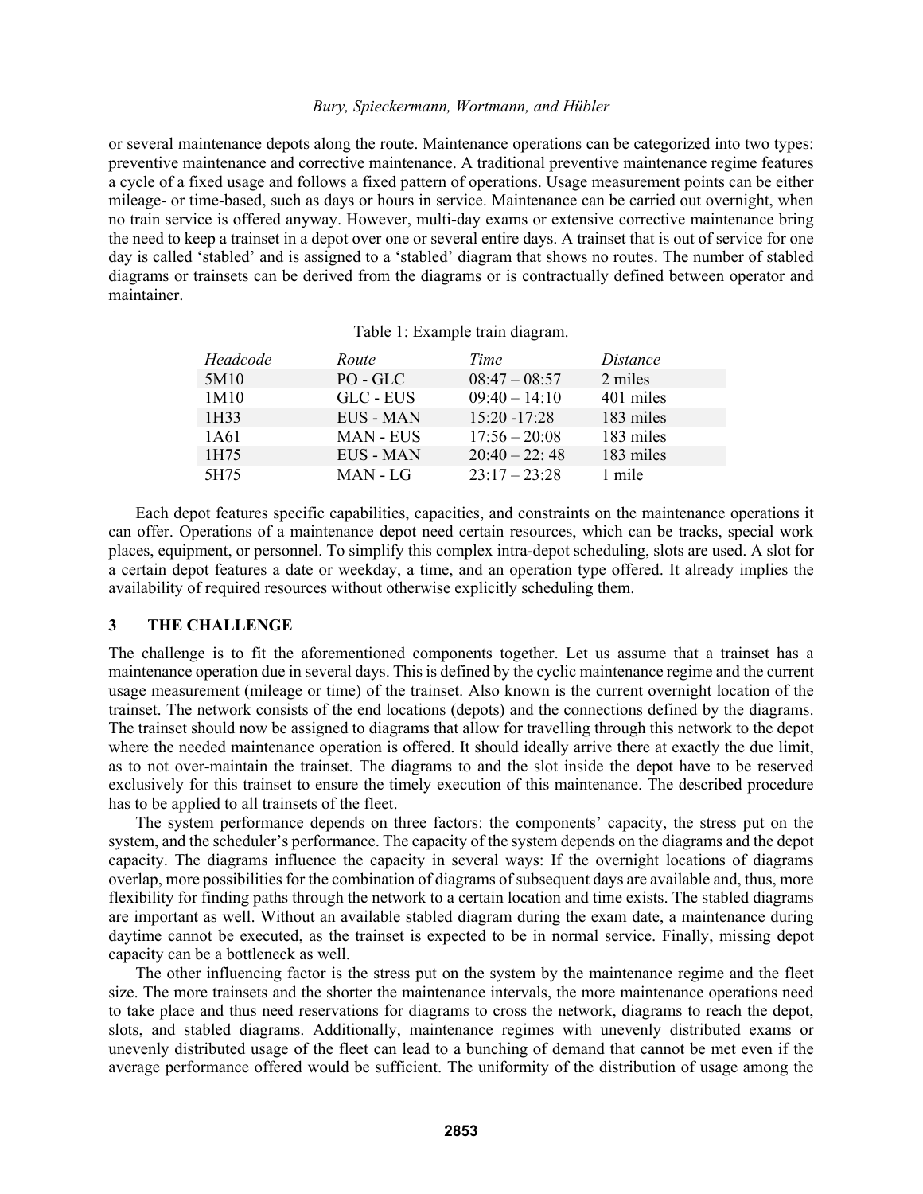or several maintenance depots along the route. Maintenance operations can be categorized into two types: preventive maintenance and corrective maintenance. A traditional preventive maintenance regime features a cycle of a fixed usage and follows a fixed pattern of operations. Usage measurement points can be either mileage- or time-based, such as days or hours in service. Maintenance can be carried out overnight, when no train service is offered anyway. However, multi-day exams or extensive corrective maintenance bring the need to keep a trainset in a depot over one or several entire days. A trainset that is out of service for one day is called 'stabled' and is assigned to a 'stabled' diagram that shows no routes. The number of stabled diagrams or trainsets can be derived from the diagrams or is contractually defined between operator and maintainer.

Table 1: Example train diagram.

| *Headcode* | *Route* | *Time* | *Distance* |
|---|---|---|---|
| 5M10 | PO - GLC | 08:47 – 08:57 | 2 miles |
| 1M10 | GLC - EUS | 09:40 – 14:10 | 401 miles |
| 1H33 | EUS - MAN | 15:20 -17:28 | 183 miles |
| 1A61 | MAN - EUS | 17:56 – 20:08 | 183 miles |
| 1H75 | EUS - MAN | 20:40 – 22: 48 | 183 miles |
| 5H75 | MAN - LG | 23:17 – 23:28 | 1 mile |

Each depot features specific capabilities, capacities, and constraints on the maintenance operations it can offer. Operations of a maintenance depot need certain resources, which can be tracks, special work places, equipment, or personnel. To simplify this complex intra-depot scheduling, slots are used. A slot for a certain depot features a date or weekday, a time, and an operation type offered. It already implies the availability of required resources without otherwise explicitly scheduling them.

## 3 THE CHALLENGE

The challenge is to fit the aforementioned components together. Let us assume that a trainset has a maintenance operation due in several days. This is defined by the cyclic maintenance regime and the current usage measurement (mileage or time) of the trainset. Also known is the current overnight location of the trainset. The network consists of the end locations (depots) and the connections defined by the diagrams. The trainset should now be assigned to diagrams that allow for travelling through this network to the depot where the needed maintenance operation is offered. It should ideally arrive there at exactly the due limit, as to not over-maintain the trainset. The diagrams to and the slot inside the depot have to be reserved exclusively for this trainset to ensure the timely execution of this maintenance. The described procedure has to be applied to all trainsets of the fleet.

The system performance depends on three factors: the components' capacity, the stress put on the system, and the scheduler's performance. The capacity of the system depends on the diagrams and the depot capacity. The diagrams influence the capacity in several ways: If the overnight locations of diagrams overlap, more possibilities for the combination of diagrams of subsequent days are available and, thus, more flexibility for finding paths through the network to a certain location and time exists. The stabled diagrams are important as well. Without an available stabled diagram during the exam date, a maintenance during daytime cannot be executed, as the trainset is expected to be in normal service. Finally, missing depot capacity can be a bottleneck as well.

The other influencing factor is the stress put on the system by the maintenance regime and the fleet size. The more trainsets and the shorter the maintenance intervals, the more maintenance operations need to take place and thus need reservations for diagrams to cross the network, diagrams to reach the depot, slots, and stabled diagrams. Additionally, maintenance regimes with unevenly distributed exams or unevenly distributed usage of the fleet can lead to a bunching of demand that cannot be met even if the average performance offered would be sufficient. The uniformity of the distribution of usage among the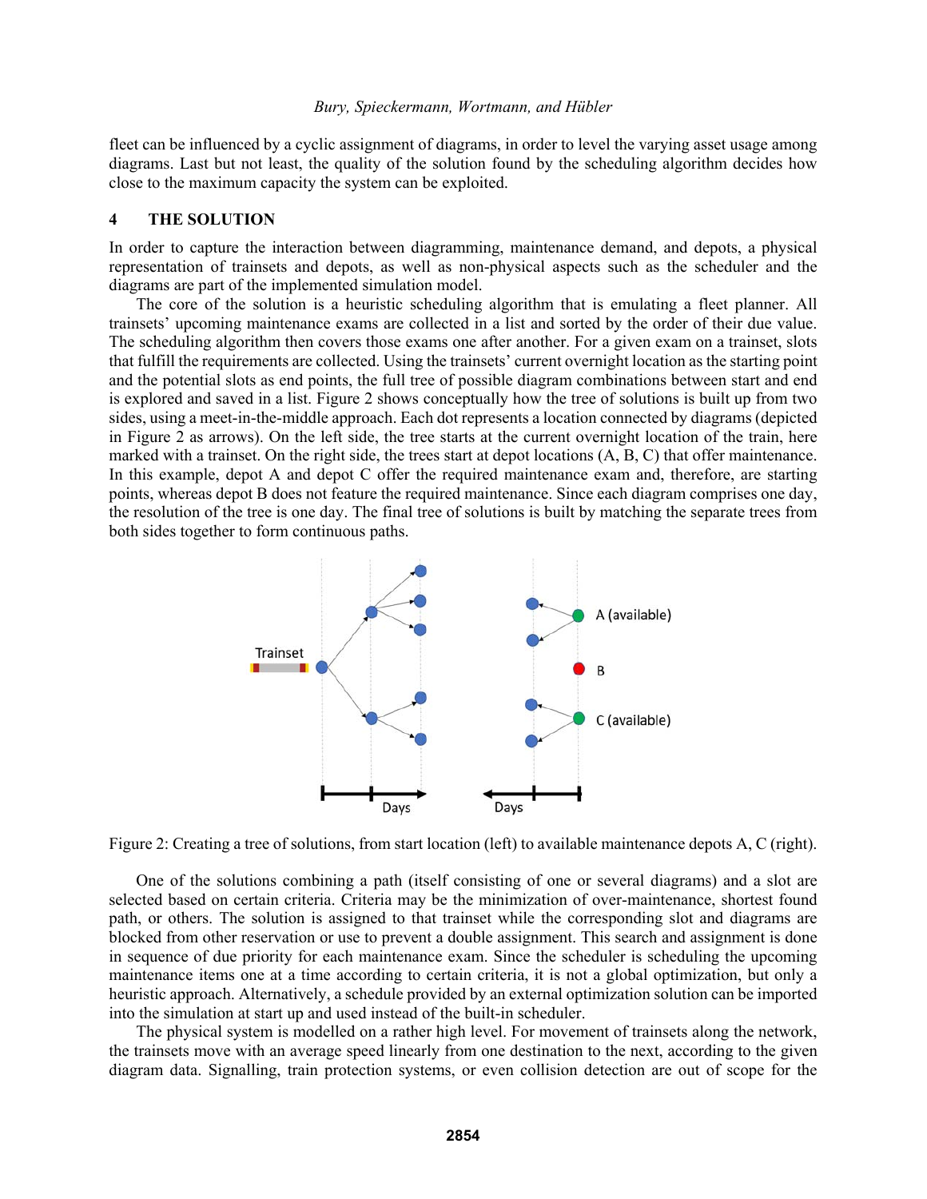fleet can be influenced by a cyclic assignment of diagrams, in order to level the varying asset usage among diagrams. Last but not least, the quality of the solution found by the scheduling algorithm decides how close to the maximum capacity the system can be exploited.

## 4 THE SOLUTION

In order to capture the interaction between diagramming, maintenance demand, and depots, a physical representation of trainsets and depots, as well as non-physical aspects such as the scheduler and the diagrams are part of the implemented simulation model.

The core of the solution is a heuristic scheduling algorithm that is emulating a fleet planner. All trainsets' upcoming maintenance exams are collected in a list and sorted by the order of their due value. The scheduling algorithm then covers those exams one after another. For a given exam on a trainset, slots that fulfill the requirements are collected. Using the trainsets' current overnight location as the starting point and the potential slots as end points, the full tree of possible diagram combinations between start and end is explored and saved in a list. Figure 2 shows conceptually how the tree of solutions is built up from two sides, using a meet-in-the-middle approach. Each dot represents a location connected by diagrams (depicted in Figure 2 as arrows). On the left side, the tree starts at the current overnight location of the train, here marked with a trainset. On the right side, the trees start at depot locations (A, B, C) that offer maintenance. In this example, depot A and depot C offer the required maintenance exam and, therefore, are starting points, whereas depot B does not feature the required maintenance. Since each diagram comprises one day, the resolution of the tree is one day. The final tree of solutions is built by matching the separate trees from both sides together to form continuous paths.

Figure 2: Creating a tree of solutions, from start location (left) to available maintenance depots A, C (right).

One of the solutions combining a path (itself consisting of one or several diagrams) and a slot are selected based on certain criteria. Criteria may be the minimization of over-maintenance, shortest found path, or others. The solution is assigned to that trainset while the corresponding slot and diagrams are blocked from other reservation or use to prevent a double assignment. This search and assignment is done in sequence of due priority for each maintenance exam. Since the scheduler is scheduling the upcoming maintenance items one at a time according to certain criteria, it is not a global optimization, but only a heuristic approach. Alternatively, a schedule provided by an external optimization solution can be imported into the simulation at start up and used instead of the built-in scheduler.

The physical system is modelled on a rather high level. For movement of trainsets along the network, the trainsets move with an average speed linearly from one destination to the next, according to the given diagram data. Signalling, train protection systems, or even collision detection are out of scope for the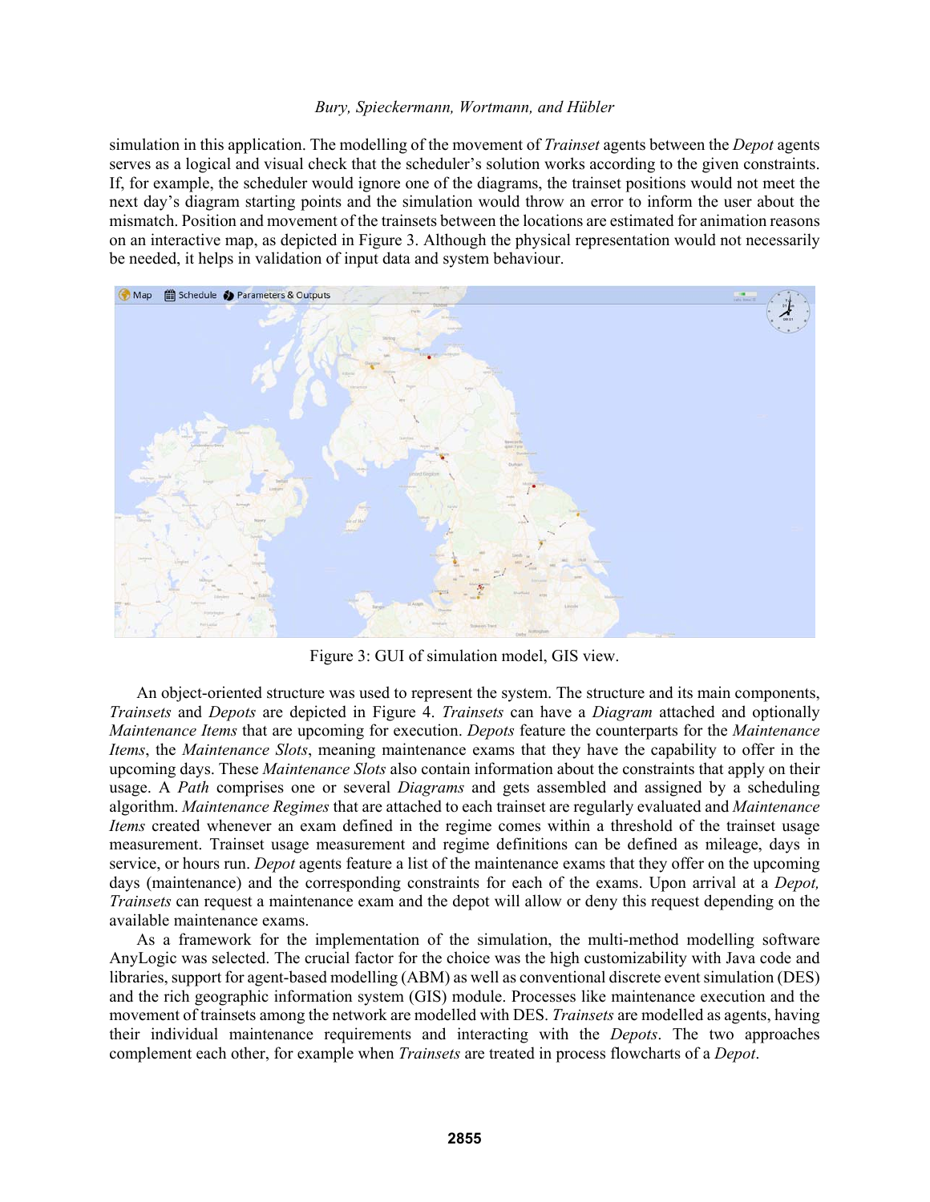simulation in this application. The modelling of the movement of *Trainset* agents between the *Depot* agents serves as a logical and visual check that the scheduler's solution works according to the given constraints. If, for example, the scheduler would ignore one of the diagrams, the trainset positions would not meet the next day's diagram starting points and the simulation would throw an error to inform the user about the mismatch. Position and movement of the trainsets between the locations are estimated for animation reasons on an interactive map, as depicted in Figure 3. Although the physical representation would not necessarily be needed, it helps in validation of input data and system behaviour.

Figure 3: GUI of simulation model, GIS view.

An object-oriented structure was used to represent the system. The structure and its main components, *Trainsets* and *Depots* are depicted in Figure 4. *Trainsets* can have a *Diagram* attached and optionally *Maintenance Items* that are upcoming for execution. *Depots* feature the counterparts for the *Maintenance Items*, the *Maintenance Slots*, meaning maintenance exams that they have the capability to offer in the upcoming days. These *Maintenance Slots* also contain information about the constraints that apply on their usage. A *Path* comprises one or several *Diagrams* and gets assembled and assigned by a scheduling algorithm. *Maintenance Regimes* that are attached to each trainset are regularly evaluated and *Maintenance Items* created whenever an exam defined in the regime comes within a threshold of the trainset usage measurement. Trainset usage measurement and regime definitions can be defined as mileage, days in service, or hours run. *Depot* agents feature a list of the maintenance exams that they offer on the upcoming days (maintenance) and the corresponding constraints for each of the exams. Upon arrival at a *Depot, Trainsets* can request a maintenance exam and the depot will allow or deny this request depending on the available maintenance exams.

As a framework for the implementation of the simulation, the multi-method modelling software AnyLogic was selected. The crucial factor for the choice was the high customizability with Java code and libraries, support for agent-based modelling (ABM) as well as conventional discrete event simulation (DES) and the rich geographic information system (GIS) module. Processes like maintenance execution and the movement of trainsets among the network are modelled with DES. *Trainsets* are modelled as agents, having their individual maintenance requirements and interacting with the *Depots*. The two approaches complement each other, for example when *Trainsets* are treated in process flowcharts of a *Depot*.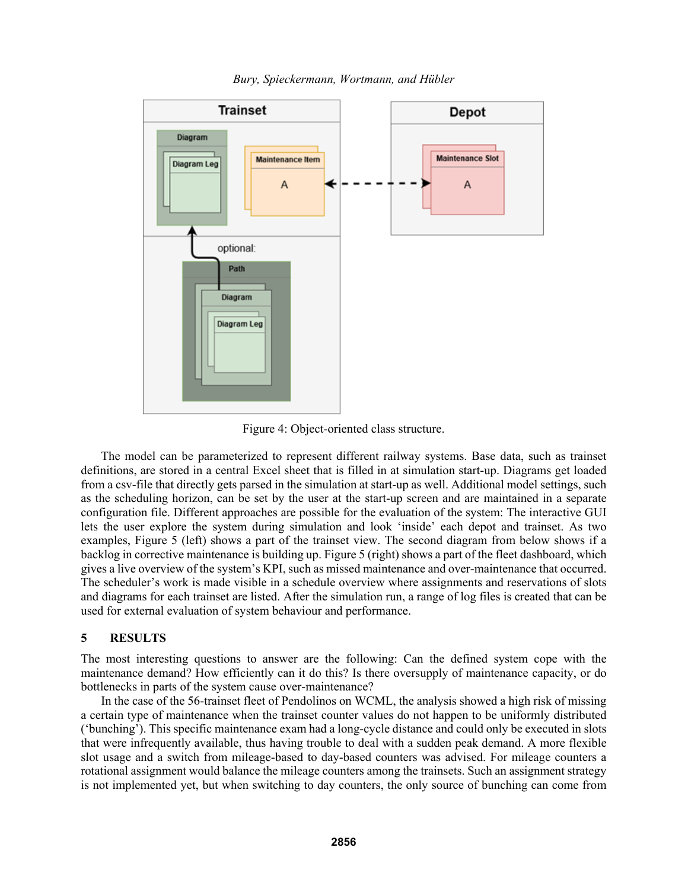Figure 4: Object-oriented class structure.

The model can be parameterized to represent different railway systems. Base data, such as trainset definitions, are stored in a central Excel sheet that is filled in at simulation start-up. Diagrams get loaded from a csv-file that directly gets parsed in the simulation at start-up as well. Additional model settings, such as the scheduling horizon, can be set by the user at the start-up screen and are maintained in a separate configuration file. Different approaches are possible for the evaluation of the system: The interactive GUI lets the user explore the system during simulation and look 'inside' each depot and trainset. As two examples, Figure 5 (left) shows a part of the trainset view. The second diagram from below shows if a backlog in corrective maintenance is building up. Figure 5 (right) shows a part of the fleet dashboard, which gives a live overview of the system's KPI, such as missed maintenance and over-maintenance that occurred. The scheduler's work is made visible in a schedule overview where assignments and reservations of slots and diagrams for each trainset are listed. After the simulation run, a range of log files is created that can be used for external evaluation of system behaviour and performance.

# 5 RESULTS

The most interesting questions to answer are the following: Can the defined system cope with the maintenance demand? How efficiently can it do this? Is there oversupply of maintenance capacity, or do bottlenecks in parts of the system cause over-maintenance?

In the case of the 56-trainset fleet of Pendolinos on WCML, the analysis showed a high risk of missing a certain type of maintenance when the trainset counter values do not happen to be uniformly distributed ('bunching'). This specific maintenance exam had a long-cycle distance and could only be executed in slots that were infrequently available, thus having trouble to deal with a sudden peak demand. A more flexible slot usage and a switch from mileage-based to day-based counters was advised. For mileage counters a rotational assignment would balance the mileage counters among the trainsets. Such an assignment strategy is not implemented yet, but when switching to day counters, the only source of bunching can come from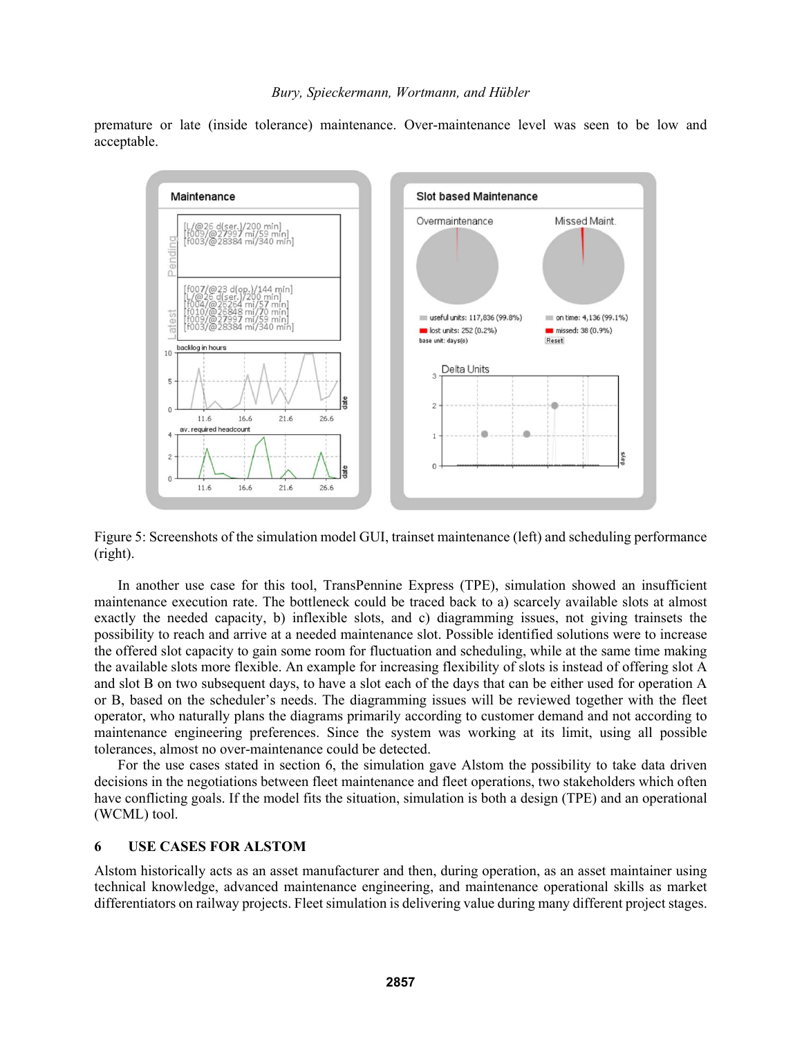premature or late (inside tolerance) maintenance. Over-maintenance level was seen to be low and acceptable.

Figure 5: Screenshots of the simulation model GUI, trainset maintenance (left) and scheduling performance (right).

In another use case for this tool, TransPennine Express (TPE), simulation showed an insufficient maintenance execution rate. The bottleneck could be traced back to a) scarcely available slots at almost exactly the needed capacity, b) inflexible slots, and c) diagramming issues, not giving trainsets the possibility to reach and arrive at a needed maintenance slot. Possible identified solutions were to increase the offered slot capacity to gain some room for fluctuation and scheduling, while at the same time making the available slots more flexible. An example for increasing flexibility of slots is instead of offering slot A and slot B on two subsequent days, to have a slot each of the days that can be either used for operation A or B, based on the scheduler's needs. The diagramming issues will be reviewed together with the fleet operator, who naturally plans the diagrams primarily according to customer demand and not according to maintenance engineering preferences. Since the system was working at its limit, using all possible tolerances, almost no over-maintenance could be detected.

For the use cases stated in section 6, the simulation gave Alstom the possibility to take data driven decisions in the negotiations between fleet maintenance and fleet operations, two stakeholders which often have conflicting goals. If the model fits the situation, simulation is both a design (TPE) and an operational (WCML) tool.

## 6 USE CASES FOR ALSTOM

Alstom historically acts as an asset manufacturer and then, during operation, as an asset maintainer using technical knowledge, advanced maintenance engineering, and maintenance operational skills as market differentiators on railway projects. Fleet simulation is delivering value during many different project stages.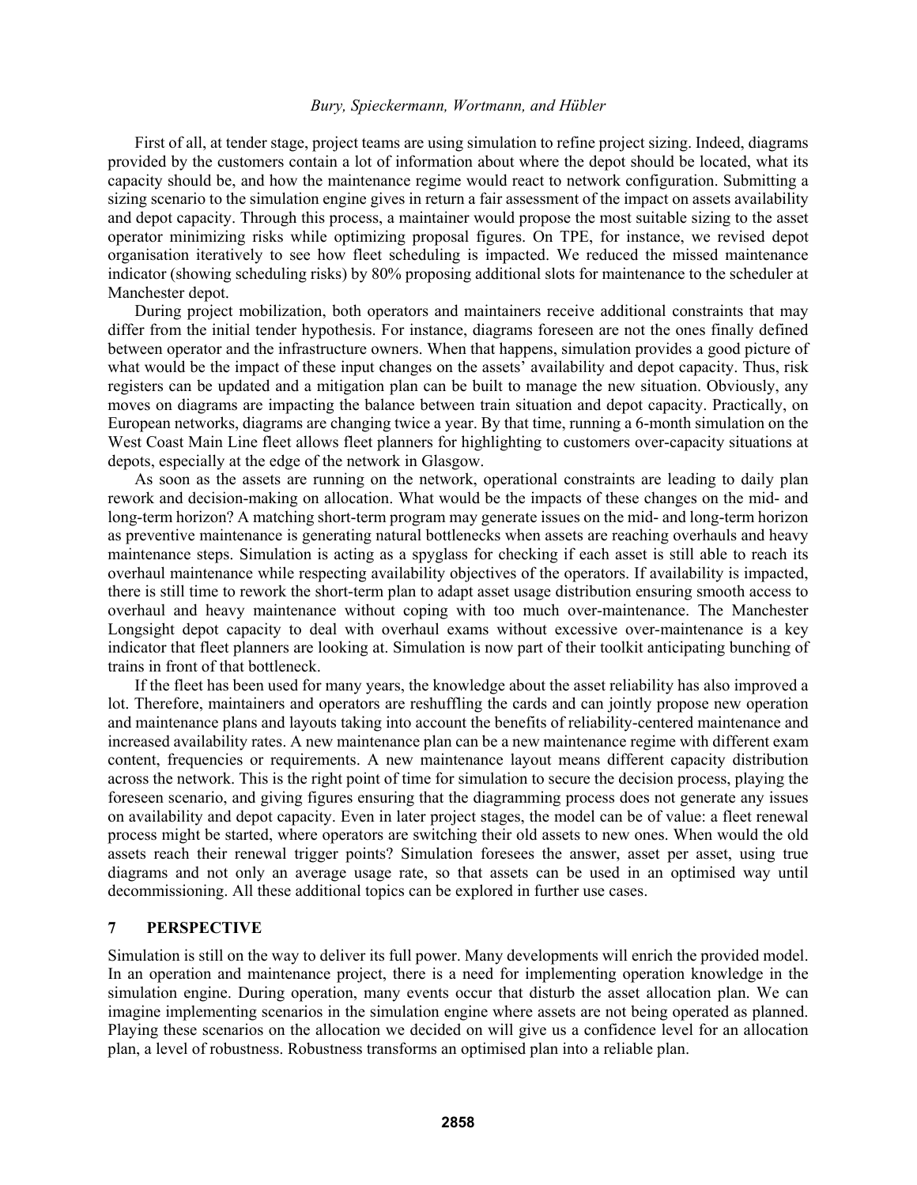First of all, at tender stage, project teams are using simulation to refine project sizing. Indeed, diagrams provided by the customers contain a lot of information about where the depot should be located, what its capacity should be, and how the maintenance regime would react to network configuration. Submitting a sizing scenario to the simulation engine gives in return a fair assessment of the impact on assets availability and depot capacity. Through this process, a maintainer would propose the most suitable sizing to the asset operator minimizing risks while optimizing proposal figures. On TPE, for instance, we revised depot organisation iteratively to see how fleet scheduling is impacted. We reduced the missed maintenance indicator (showing scheduling risks) by 80% proposing additional slots for maintenance to the scheduler at Manchester depot.

During project mobilization, both operators and maintainers receive additional constraints that may differ from the initial tender hypothesis. For instance, diagrams foreseen are not the ones finally defined between operator and the infrastructure owners. When that happens, simulation provides a good picture of what would be the impact of these input changes on the assets' availability and depot capacity. Thus, risk registers can be updated and a mitigation plan can be built to manage the new situation. Obviously, any moves on diagrams are impacting the balance between train situation and depot capacity. Practically, on European networks, diagrams are changing twice a year. By that time, running a 6-month simulation on the West Coast Main Line fleet allows fleet planners for highlighting to customers over-capacity situations at depots, especially at the edge of the network in Glasgow.

As soon as the assets are running on the network, operational constraints are leading to daily plan rework and decision-making on allocation. What would be the impacts of these changes on the mid- and long-term horizon? A matching short-term program may generate issues on the mid- and long-term horizon as preventive maintenance is generating natural bottlenecks when assets are reaching overhauls and heavy maintenance steps. Simulation is acting as a spyglass for checking if each asset is still able to reach its overhaul maintenance while respecting availability objectives of the operators. If availability is impacted, there is still time to rework the short-term plan to adapt asset usage distribution ensuring smooth access to overhaul and heavy maintenance without coping with too much over-maintenance. The Manchester Longsight depot capacity to deal with overhaul exams without excessive over-maintenance is a key indicator that fleet planners are looking at. Simulation is now part of their toolkit anticipating bunching of trains in front of that bottleneck.

If the fleet has been used for many years, the knowledge about the asset reliability has also improved a lot. Therefore, maintainers and operators are reshuffling the cards and can jointly propose new operation and maintenance plans and layouts taking into account the benefits of reliability-centered maintenance and increased availability rates. A new maintenance plan can be a new maintenance regime with different exam content, frequencies or requirements. A new maintenance layout means different capacity distribution across the network. This is the right point of time for simulation to secure the decision process, playing the foreseen scenario, and giving figures ensuring that the diagramming process does not generate any issues on availability and depot capacity. Even in later project stages, the model can be of value: a fleet renewal process might be started, where operators are switching their old assets to new ones. When would the old assets reach their renewal trigger points? Simulation foresees the answer, asset per asset, using true diagrams and not only an average usage rate, so that assets can be used in an optimised way until decommissioning. All these additional topics can be explored in further use cases.

## 7 PERSPECTIVE

Simulation is still on the way to deliver its full power. Many developments will enrich the provided model. In an operation and maintenance project, there is a need for implementing operation knowledge in the simulation engine. During operation, many events occur that disturb the asset allocation plan. We can imagine implementing scenarios in the simulation engine where assets are not being operated as planned. Playing these scenarios on the allocation we decided on will give us a confidence level for an allocation plan, a level of robustness. Robustness transforms an optimised plan into a reliable plan.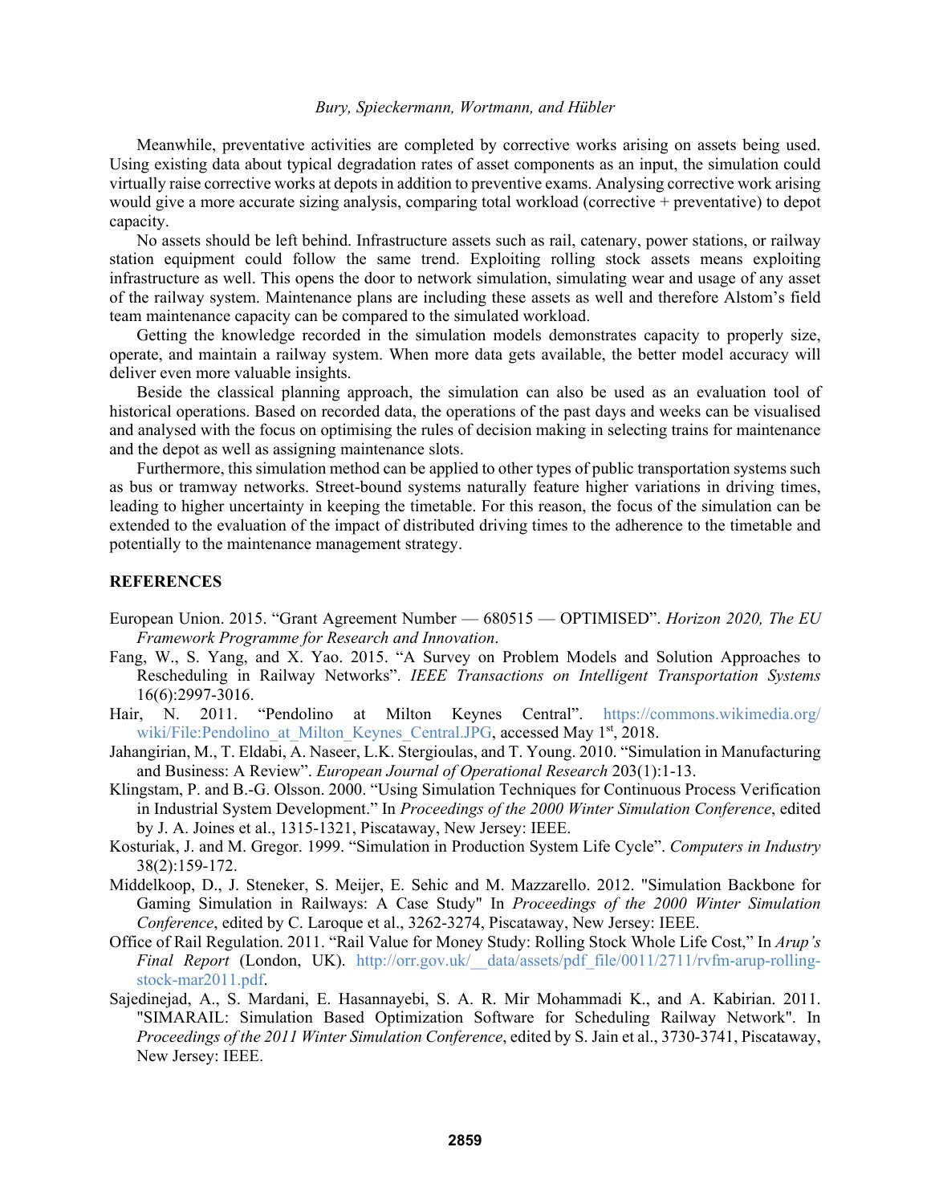Meanwhile, preventative activities are completed by corrective works arising on assets being used. Using existing data about typical degradation rates of asset components as an input, the simulation could virtually raise corrective works at depots in addition to preventive exams. Analysing corrective work arising would give a more accurate sizing analysis, comparing total workload (corrective + preventative) to depot capacity.

No assets should be left behind. Infrastructure assets such as rail, catenary, power stations, or railway station equipment could follow the same trend. Exploiting rolling stock assets means exploiting infrastructure as well. This opens the door to network simulation, simulating wear and usage of any asset of the railway system. Maintenance plans are including these assets as well and therefore Alstom's field team maintenance capacity can be compared to the simulated workload.

Getting the knowledge recorded in the simulation models demonstrates capacity to properly size, operate, and maintain a railway system. When more data gets available, the better model accuracy will deliver even more valuable insights.

Beside the classical planning approach, the simulation can also be used as an evaluation tool of historical operations. Based on recorded data, the operations of the past days and weeks can be visualised and analysed with the focus on optimising the rules of decision making in selecting trains for maintenance and the depot as well as assigning maintenance slots.

Furthermore, this simulation method can be applied to other types of public transportation systems such as bus or tramway networks. Street-bound systems naturally feature higher variations in driving times, leading to higher uncertainty in keeping the timetable. For this reason, the focus of the simulation can be extended to the evaluation of the impact of distributed driving times to the adherence to the timetable and potentially to the maintenance management strategy.

## REFERENCES

European Union. 2015. "Grant Agreement Number — 680515 — OPTIMISED". *Horizon 2020, The EU Framework Programme for Research and Innovation*.

Fang, W., S. Yang, and X. Yao. 2015. "A Survey on Problem Models and Solution Approaches to Rescheduling in Railway Networks". *IEEE Transactions on Intelligent Transportation Systems* 16(6):2997-3016.

Hair, N. 2011. "Pendolino at Milton Keynes Central". https://commons.wikimedia.org/wiki/File:Pendolino_at_Milton_Keynes_Central.JPG, accessed May 1st, 2018.

Jahangirian, M., T. Eldabi, A. Naseer, L.K. Stergioulas, and T. Young. 2010. "Simulation in Manufacturing and Business: A Review". *European Journal of Operational Research* 203(1):1-13.

Klingstam, P. and B.-G. Olsson. 2000. "Using Simulation Techniques for Continuous Process Verification in Industrial System Development." In *Proceedings of the 2000 Winter Simulation Conference*, edited by J. A. Joines et al., 1315-1321, Piscataway, New Jersey: IEEE.

Kosturiak, J. and M. Gregor. 1999. "Simulation in Production System Life Cycle". *Computers in Industry* 38(2):159-172.

Middelkoop, D., J. Steneker, S. Meijer, E. Sehic and M. Mazzarello. 2012. "Simulation Backbone for Gaming Simulation in Railways: A Case Study" In *Proceedings of the 2000 Winter Simulation Conference*, edited by C. Laroque et al., 3262-3274, Piscataway, New Jersey: IEEE.

Office of Rail Regulation. 2011. "Rail Value for Money Study: Rolling Stock Whole Life Cost," In *Arup's Final Report* (London, UK). http://orr.gov.uk/__data/assets/pdf_file/0011/2711/rvfm-arup-rolling-stock-mar2011.pdf.

Sajedinejad, A., S. Mardani, E. Hasannayebi, S. A. R. Mir Mohammadi K., and A. Kabirian. 2011. "SIMARAIL: Simulation Based Optimization Software for Scheduling Railway Network". In *Proceedings of the 2011 Winter Simulation Conference*, edited by S. Jain et al., 3730-3741, Piscataway, New Jersey: IEEE.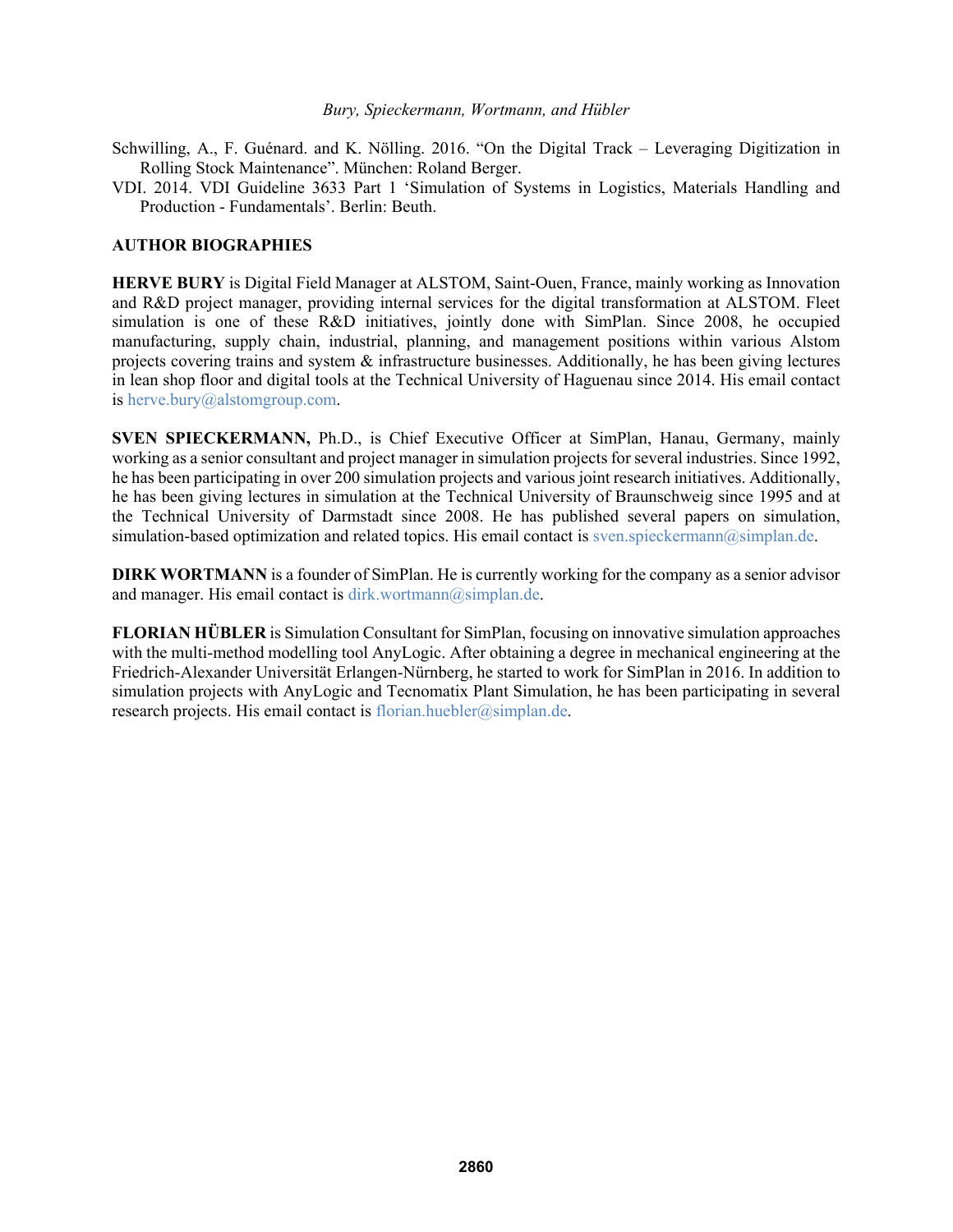Schwilling, A., F. Guénard. and K. Nölling. 2016. "On the Digital Track – Leveraging Digitization in Rolling Stock Maintenance". München: Roland Berger.

VDI. 2014. VDI Guideline 3633 Part 1 'Simulation of Systems in Logistics, Materials Handling and Production - Fundamentals'. Berlin: Beuth.

## AUTHOR BIOGRAPHIES

**HERVE BURY** is Digital Field Manager at ALSTOM, Saint-Ouen, France, mainly working as Innovation and R&D project manager, providing internal services for the digital transformation at ALSTOM. Fleet simulation is one of these R&D initiatives, jointly done with SimPlan. Since 2008, he occupied manufacturing, supply chain, industrial, planning, and management positions within various Alstom projects covering trains and system & infrastructure businesses. Additionally, he has been giving lectures in lean shop floor and digital tools at the Technical University of Haguenau since 2014. His email contact is herve.bury@alstomgroup.com.

**SVEN SPIECKERMANN,** Ph.D., is Chief Executive Officer at SimPlan, Hanau, Germany, mainly working as a senior consultant and project manager in simulation projects for several industries. Since 1992, he has been participating in over 200 simulation projects and various joint research initiatives. Additionally, he has been giving lectures in simulation at the Technical University of Braunschweig since 1995 and at the Technical University of Darmstadt since 2008. He has published several papers on simulation, simulation-based optimization and related topics. His email contact is sven.spieckermann@simplan.de.

**DIRK WORTMANN** is a founder of SimPlan. He is currently working for the company as a senior advisor and manager. His email contact is dirk.wortmann@simplan.de.

**FLORIAN HÜBLER** is Simulation Consultant for SimPlan, focusing on innovative simulation approaches with the multi-method modelling tool AnyLogic. After obtaining a degree in mechanical engineering at the Friedrich-Alexander Universität Erlangen-Nürnberg, he started to work for SimPlan in 2016. In addition to simulation projects with AnyLogic and Tecnomatix Plant Simulation, he has been participating in several research projects. His email contact is florian.huebler@simplan.de.